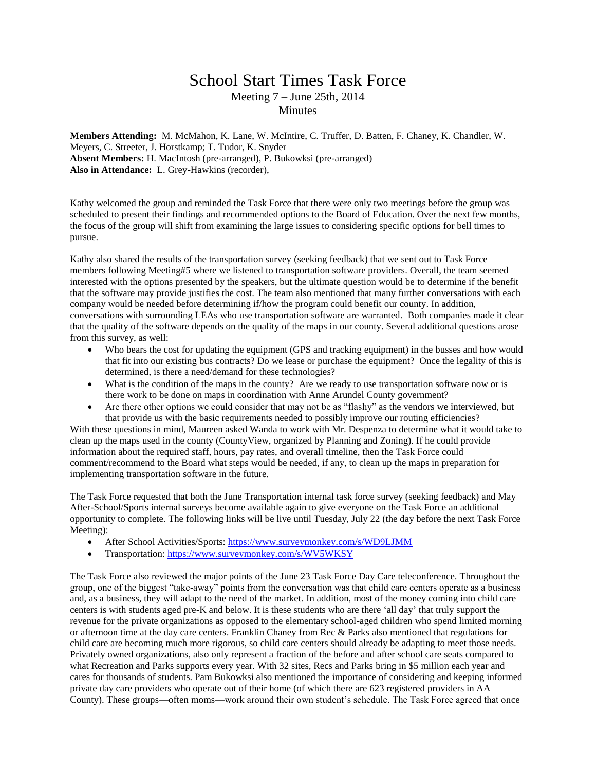# School Start Times Task Force

Meeting 7 – June 25th, 2014

Minutes

**Members Attending:** M. McMahon, K. Lane, W. McIntire, C. Truffer, D. Batten, F. Chaney, K. Chandler, W. Meyers, C. Streeter, J. Horstkamp; T. Tudor, K. Snyder
**Absent Members:** H. MacIntosh (pre-arranged), P. Bukowksi (pre-arranged)
**Also in Attendance:** L. Grey-Hawkins (recorder),

Kathy welcomed the group and reminded the Task Force that there were only two meetings before the group was scheduled to present their findings and recommended options to the Board of Education. Over the next few months, the focus of the group will shift from examining the large issues to considering specific options for bell times to pursue.

Kathy also shared the results of the transportation survey (seeking feedback) that we sent out to Task Force members following Meeting#5 where we listened to transportation software providers. Overall, the team seemed interested with the options presented by the speakers, but the ultimate question would be to determine if the benefit that the software may provide justifies the cost. The team also mentioned that many further conversations with each company would be needed before determining if/how the program could benefit our county. In addition, conversations with surrounding LEAs who use transportation software are warranted. Both companies made it clear that the quality of the software depends on the quality of the maps in our county. Several additional questions arose from this survey, as well:

- Who bears the cost for updating the equipment (GPS and tracking equipment) in the busses and how would that fit into our existing bus contracts? Do we lease or purchase the equipment? Once the legality of this is determined, is there a need/demand for these technologies?
- What is the condition of the maps in the county? Are we ready to use transportation software now or is there work to be done on maps in coordination with Anne Arundel County government?
- Are there other options we could consider that may not be as "flashy" as the vendors we interviewed, but that provide us with the basic requirements needed to possibly improve our routing efficiencies?

With these questions in mind, Maureen asked Wanda to work with Mr. Despenza to determine what it would take to clean up the maps used in the county (CountyView, organized by Planning and Zoning). If he could provide information about the required staff, hours, pay rates, and overall timeline, then the Task Force could comment/recommend to the Board what steps would be needed, if any, to clean up the maps in preparation for implementing transportation software in the future.

The Task Force requested that both the June Transportation internal task force survey (seeking feedback) and May After-School/Sports internal surveys become available again to give everyone on the Task Force an additional opportunity to complete. The following links will be live until Tuesday, July 22 (the day before the next Task Force Meeting):

- After School Activities/Sports: https://www.surveymonkey.com/s/WD9LJMM
- Transportation: https://www.surveymonkey.com/s/WV5WKSY

The Task Force also reviewed the major points of the June 23 Task Force Day Care teleconference. Throughout the group, one of the biggest "take-away" points from the conversation was that child care centers operate as a business and, as a business, they will adapt to the need of the market. In addition, most of the money coming into child care centers is with students aged pre-K and below. It is these students who are there 'all day' that truly support the revenue for the private organizations as opposed to the elementary school-aged children who spend limited morning or afternoon time at the day care centers. Franklin Chaney from Rec & Parks also mentioned that regulations for child care are becoming much more rigorous, so child care centers should already be adapting to meet those needs. Privately owned organizations, also only represent a fraction of the before and after school care seats compared to what Recreation and Parks supports every year. With 32 sites, Recs and Parks bring in $5 million each year and cares for thousands of students. Pam Bukowksi also mentioned the importance of considering and keeping informed private day care providers who operate out of their home (of which there are 623 registered providers in AA County). These groups—often moms—work around their own student's schedule. The Task Force agreed that once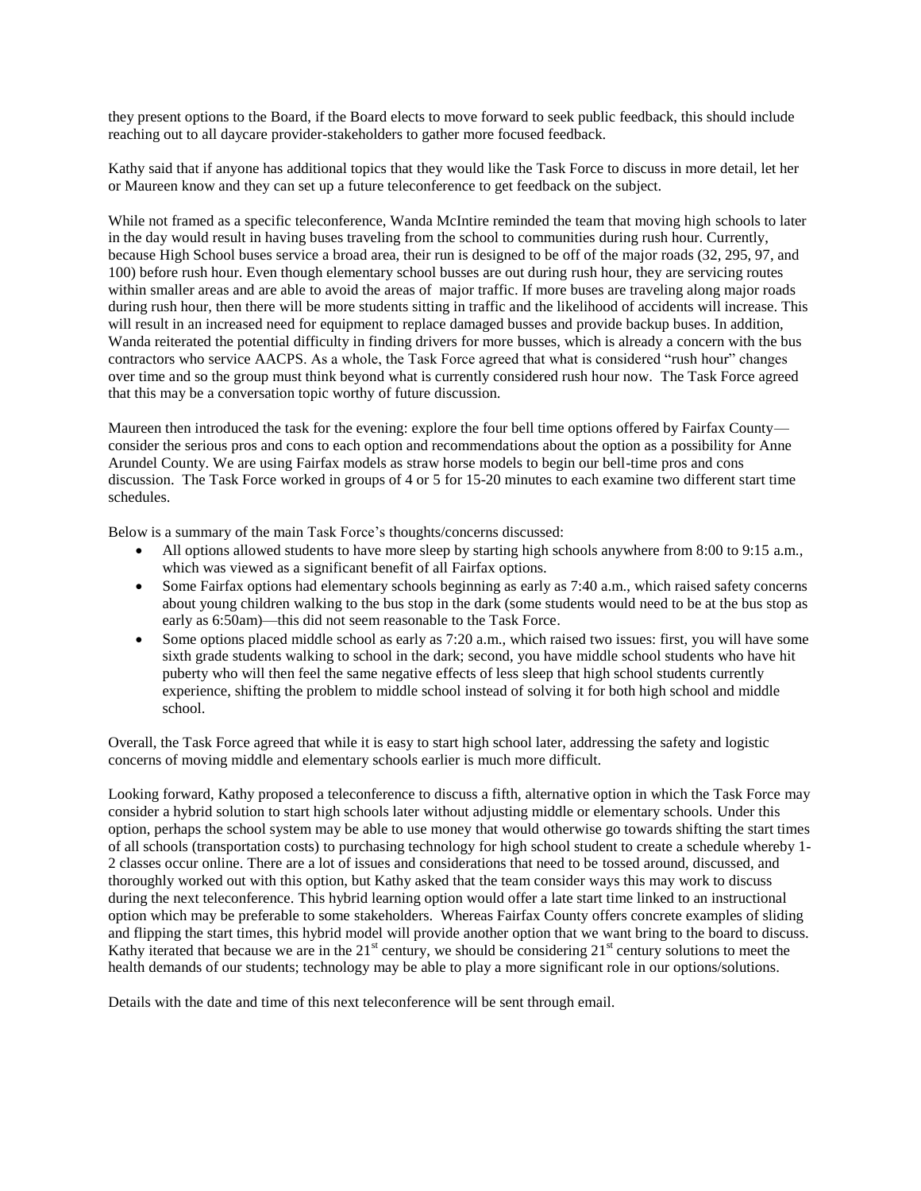they present options to the Board, if the Board elects to move forward to seek public feedback, this should include reaching out to all daycare provider-stakeholders to gather more focused feedback.

Kathy said that if anyone has additional topics that they would like the Task Force to discuss in more detail, let her or Maureen know and they can set up a future teleconference to get feedback on the subject.

While not framed as a specific teleconference, Wanda McIntire reminded the team that moving high schools to later in the day would result in having buses traveling from the school to communities during rush hour. Currently, because High School buses service a broad area, their run is designed to be off of the major roads (32, 295, 97, and 100) before rush hour. Even though elementary school busses are out during rush hour, they are servicing routes within smaller areas and are able to avoid the areas of major traffic. If more buses are traveling along major roads during rush hour, then there will be more students sitting in traffic and the likelihood of accidents will increase. This will result in an increased need for equipment to replace damaged busses and provide backup buses. In addition, Wanda reiterated the potential difficulty in finding drivers for more busses, which is already a concern with the bus contractors who service AACPS. As a whole, the Task Force agreed that what is considered "rush hour" changes over time and so the group must think beyond what is currently considered rush hour now. The Task Force agreed that this may be a conversation topic worthy of future discussion.

Maureen then introduced the task for the evening: explore the four bell time options offered by Fairfax County—consider the serious pros and cons to each option and recommendations about the option as a possibility for Anne Arundel County. We are using Fairfax models as straw horse models to begin our bell-time pros and cons discussion. The Task Force worked in groups of 4 or 5 for 15-20 minutes to each examine two different start time schedules.

Below is a summary of the main Task Force's thoughts/concerns discussed:

- All options allowed students to have more sleep by starting high schools anywhere from 8:00 to 9:15 a.m., which was viewed as a significant benefit of all Fairfax options.
- Some Fairfax options had elementary schools beginning as early as 7:40 a.m., which raised safety concerns about young children walking to the bus stop in the dark (some students would need to be at the bus stop as early as 6:50am)—this did not seem reasonable to the Task Force.
- Some options placed middle school as early as 7:20 a.m., which raised two issues: first, you will have some sixth grade students walking to school in the dark; second, you have middle school students who have hit puberty who will then feel the same negative effects of less sleep that high school students currently experience, shifting the problem to middle school instead of solving it for both high school and middle school.

Overall, the Task Force agreed that while it is easy to start high school later, addressing the safety and logistic concerns of moving middle and elementary schools earlier is much more difficult.

Looking forward, Kathy proposed a teleconference to discuss a fifth, alternative option in which the Task Force may consider a hybrid solution to start high schools later without adjusting middle or elementary schools. Under this option, perhaps the school system may be able to use money that would otherwise go towards shifting the start times of all schools (transportation costs) to purchasing technology for high school student to create a schedule whereby 1-2 classes occur online. There are a lot of issues and considerations that need to be tossed around, discussed, and thoroughly worked out with this option, but Kathy asked that the team consider ways this may work to discuss during the next teleconference. This hybrid learning option would offer a late start time linked to an instructional option which may be preferable to some stakeholders. Whereas Fairfax County offers concrete examples of sliding and flipping the start times, this hybrid model will provide another option that we want bring to the board to discuss. Kathy iterated that because we are in the 21st century, we should be considering 21st century solutions to meet the health demands of our students; technology may be able to play a more significant role in our options/solutions.

Details with the date and time of this next teleconference will be sent through email.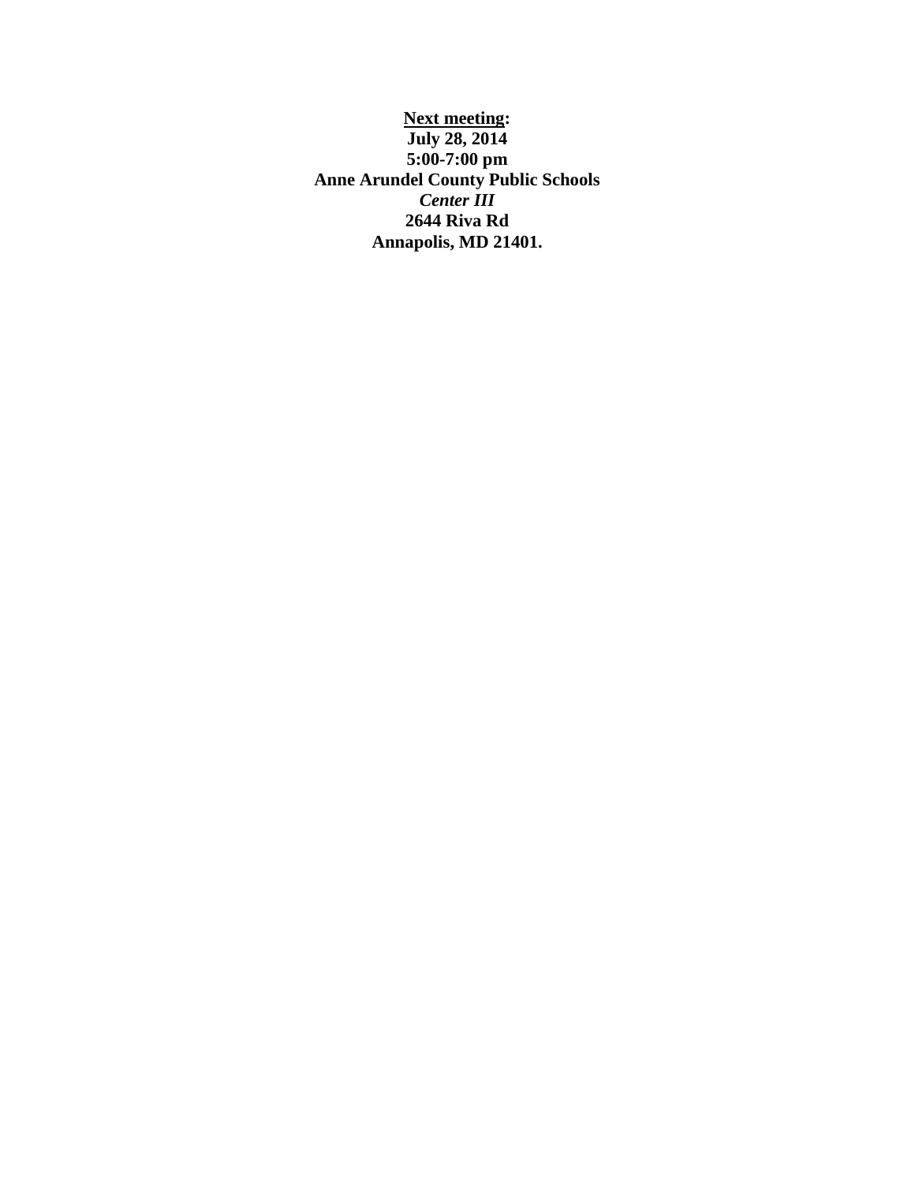**<u>Next meeting</u>:**
**July 28, 2014**
**5:00-7:00 pm**
**Anne Arundel County Public Schools**
***Center III***
**2644 Riva Rd**
**Annapolis, MD 21401.**